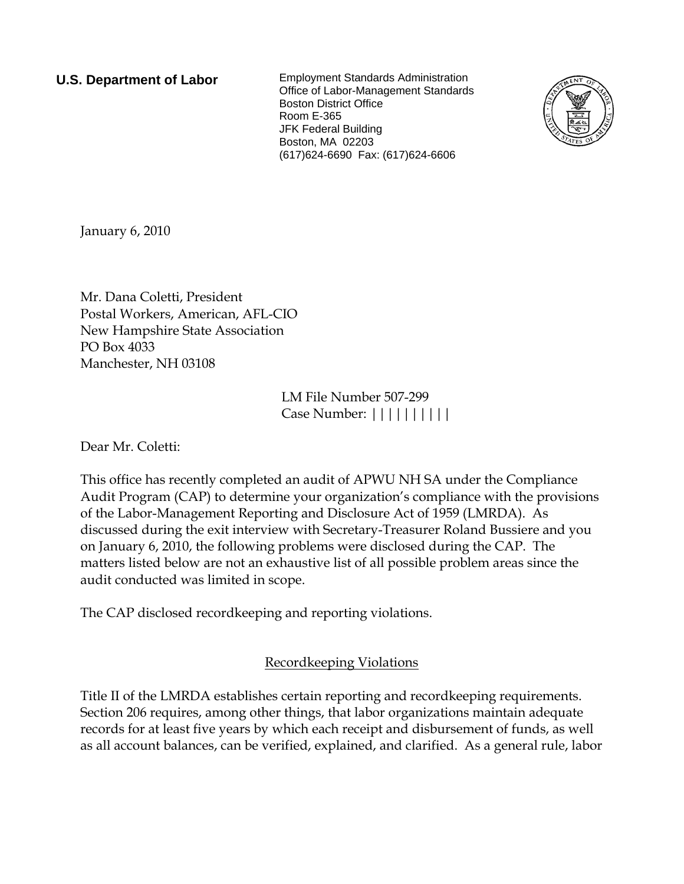**U.S. Department of Labor**

Employment Standards Administration
Office of Labor-Management Standards
Boston District Office
Room E-365
JFK Federal Building
Boston, MA 02203
(617)624-6690 Fax: (617)624-6606

January 6, 2010

Mr. Dana Coletti, President
Postal Workers, American, AFL-CIO
New Hampshire State Association
PO Box 4033
Manchester, NH 03108

LM File Number 507-299
Case Number: ||||||||||

Dear Mr. Coletti:

This office has recently completed an audit of APWU NH SA under the Compliance Audit Program (CAP) to determine your organization's compliance with the provisions of the Labor-Management Reporting and Disclosure Act of 1959 (LMRDA). As discussed during the exit interview with Secretary-Treasurer Roland Bussiere and you on January 6, 2010, the following problems were disclosed during the CAP. The matters listed below are not an exhaustive list of all possible problem areas since the audit conducted was limited in scope.

The CAP disclosed recordkeeping and reporting violations.

## Recordkeeping Violations

Title II of the LMRDA establishes certain reporting and recordkeeping requirements. Section 206 requires, among other things, that labor organizations maintain adequate records for at least five years by which each receipt and disbursement of funds, as well as all account balances, can be verified, explained, and clarified. As a general rule, labor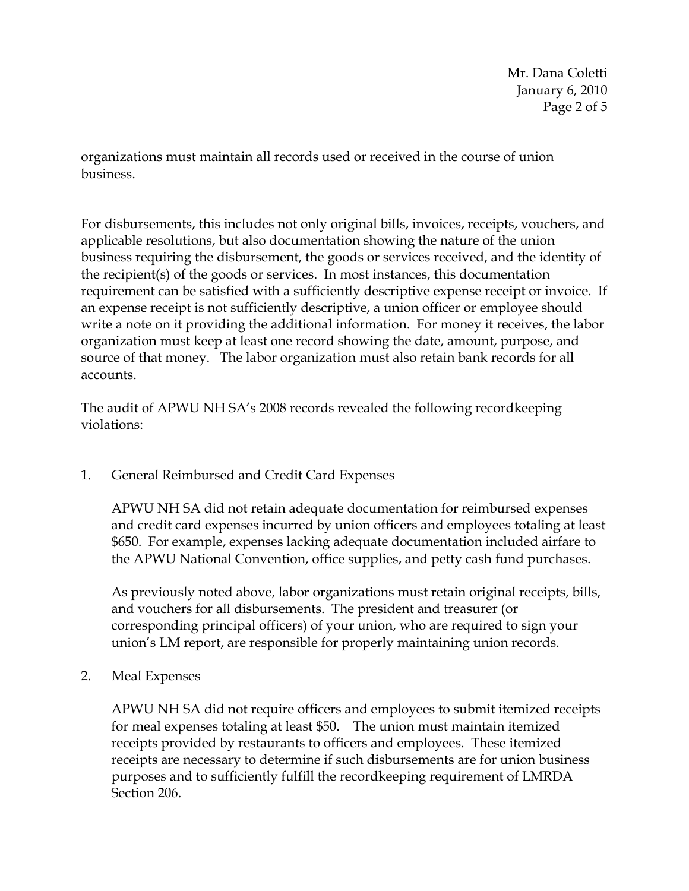organizations must maintain all records used or received in the course of union business.

For disbursements, this includes not only original bills, invoices, receipts, vouchers, and applicable resolutions, but also documentation showing the nature of the union business requiring the disbursement, the goods or services received, and the identity of the recipient(s) of the goods or services. In most instances, this documentation requirement can be satisfied with a sufficiently descriptive expense receipt or invoice. If an expense receipt is not sufficiently descriptive, a union officer or employee should write a note on it providing the additional information. For money it receives, the labor organization must keep at least one record showing the date, amount, purpose, and source of that money. The labor organization must also retain bank records for all accounts.

The audit of APWU NH SA's 2008 records revealed the following recordkeeping violations:

1. General Reimbursed and Credit Card Expenses

   APWU NH SA did not retain adequate documentation for reimbursed expenses and credit card expenses incurred by union officers and employees totaling at least $650. For example, expenses lacking adequate documentation included airfare to the APWU National Convention, office supplies, and petty cash fund purchases.

   As previously noted above, labor organizations must retain original receipts, bills, and vouchers for all disbursements. The president and treasurer (or corresponding principal officers) of your union, who are required to sign your union's LM report, are responsible for properly maintaining union records.

2. Meal Expenses

   APWU NH SA did not require officers and employees to submit itemized receipts for meal expenses totaling at least $50. The union must maintain itemized receipts provided by restaurants to officers and employees. These itemized receipts are necessary to determine if such disbursements are for union business purposes and to sufficiently fulfill the recordkeeping requirement of LMRDA Section 206.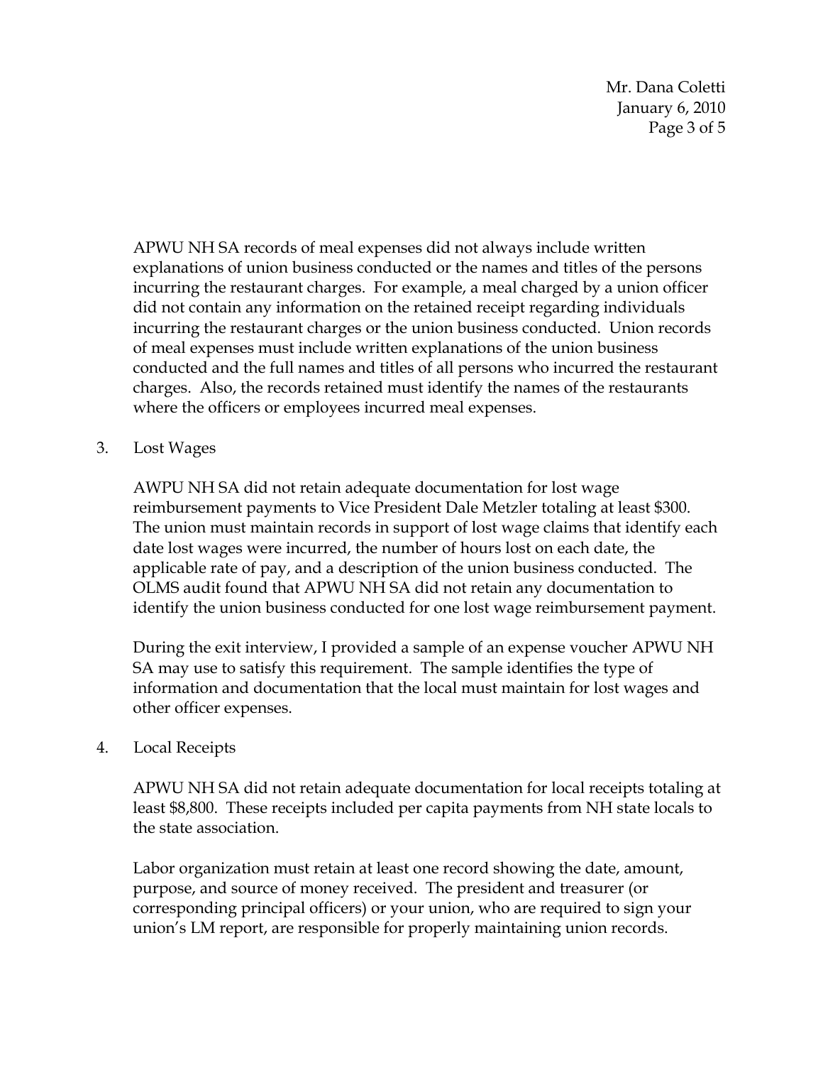APWU NH SA records of meal expenses did not always include written explanations of union business conducted or the names and titles of the persons incurring the restaurant charges. For example, a meal charged by a union officer did not contain any information on the retained receipt regarding individuals incurring the restaurant charges or the union business conducted. Union records of meal expenses must include written explanations of the union business conducted and the full names and titles of all persons who incurred the restaurant charges. Also, the records retained must identify the names of the restaurants where the officers or employees incurred meal expenses.

3. Lost Wages

   AWPU NH SA did not retain adequate documentation for lost wage reimbursement payments to Vice President Dale Metzler totaling at least $300. The union must maintain records in support of lost wage claims that identify each date lost wages were incurred, the number of hours lost on each date, the applicable rate of pay, and a description of the union business conducted. The OLMS audit found that APWU NH SA did not retain any documentation to identify the union business conducted for one lost wage reimbursement payment.

   During the exit interview, I provided a sample of an expense voucher APWU NH SA may use to satisfy this requirement. The sample identifies the type of information and documentation that the local must maintain for lost wages and other officer expenses.

4. Local Receipts

   APWU NH SA did not retain adequate documentation for local receipts totaling at least $8,800. These receipts included per capita payments from NH state locals to the state association.

   Labor organization must retain at least one record showing the date, amount, purpose, and source of money received. The president and treasurer (or corresponding principal officers) or your union, who are required to sign your union's LM report, are responsible for properly maintaining union records.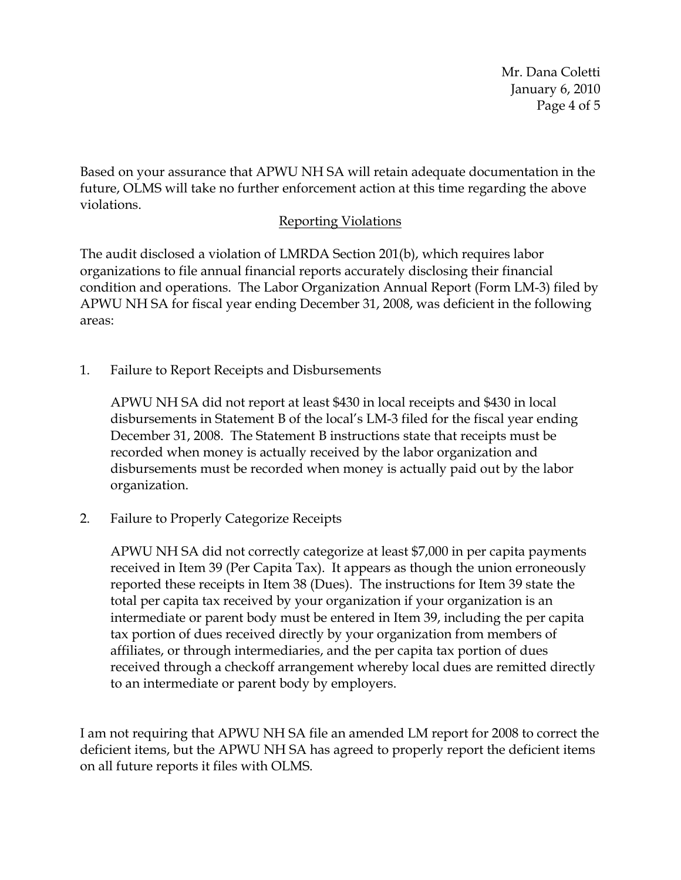Based on your assurance that APWU NH SA will retain adequate documentation in the future, OLMS will take no further enforcement action at this time regarding the above violations.

## Reporting Violations

The audit disclosed a violation of LMRDA Section 201(b), which requires labor organizations to file annual financial reports accurately disclosing their financial condition and operations. The Labor Organization Annual Report (Form LM-3) filed by APWU NH SA for fiscal year ending December 31, 2008, was deficient in the following areas:

1. Failure to Report Receipts and Disbursements

   APWU NH SA did not report at least $430 in local receipts and $430 in local disbursements in Statement B of the local's LM-3 filed for the fiscal year ending December 31, 2008. The Statement B instructions state that receipts must be recorded when money is actually received by the labor organization and disbursements must be recorded when money is actually paid out by the labor organization.

2. Failure to Properly Categorize Receipts

   APWU NH SA did not correctly categorize at least $7,000 in per capita payments received in Item 39 (Per Capita Tax). It appears as though the union erroneously reported these receipts in Item 38 (Dues). The instructions for Item 39 state the total per capita tax received by your organization if your organization is an intermediate or parent body must be entered in Item 39, including the per capita tax portion of dues received directly by your organization from members of affiliates, or through intermediaries, and the per capita tax portion of dues received through a checkoff arrangement whereby local dues are remitted directly to an intermediate or parent body by employers.

I am not requiring that APWU NH SA file an amended LM report for 2008 to correct the deficient items, but the APWU NH SA has agreed to properly report the deficient items on all future reports it files with OLMS.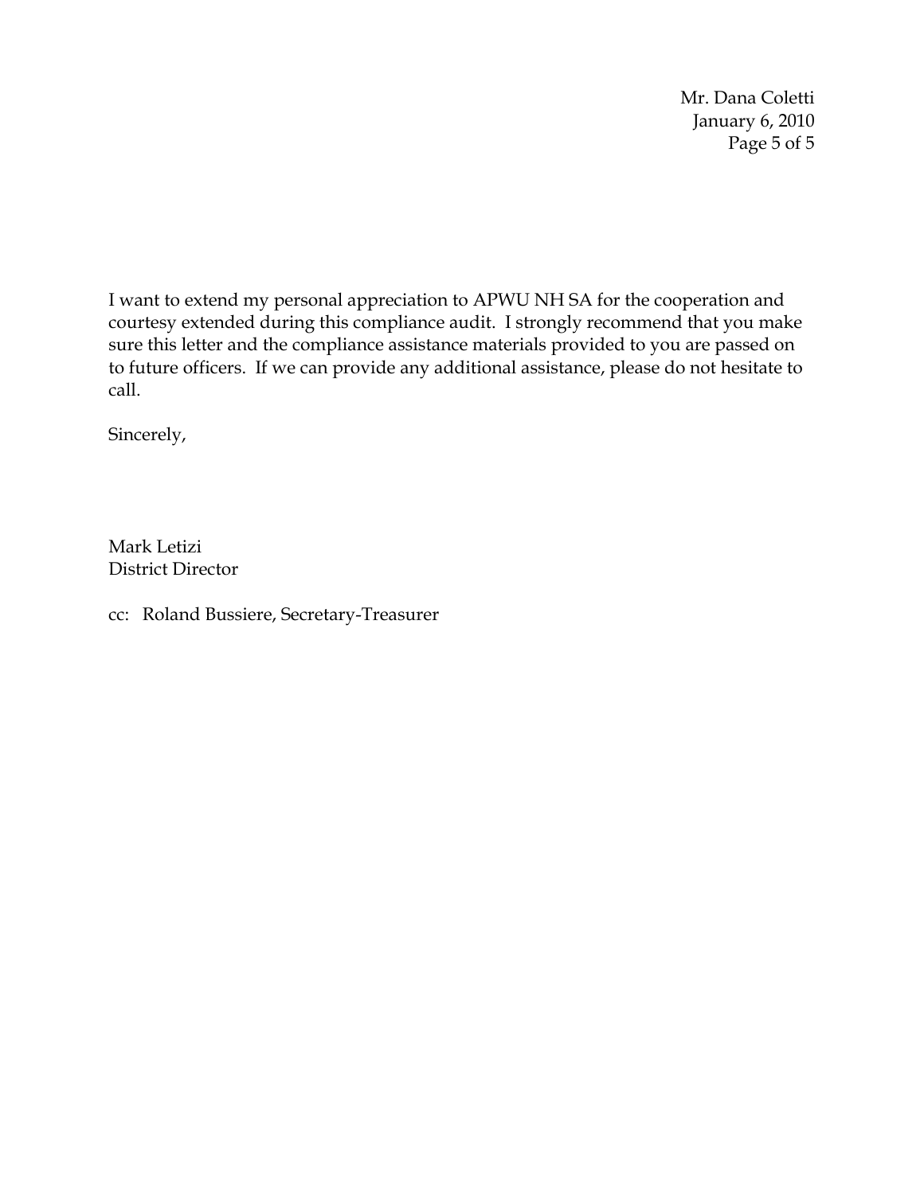Mr. Dana Coletti
January 6, 2010

I want to extend my personal appreciation to APWU NH SA for the cooperation and courtesy extended during this compliance audit. I strongly recommend that you make sure this letter and the compliance assistance materials provided to you are passed on to future officers. If we can provide any additional assistance, please do not hesitate to call.

Sincerely,

Mark Letizi
District Director

cc: Roland Bussiere, Secretary-Treasurer